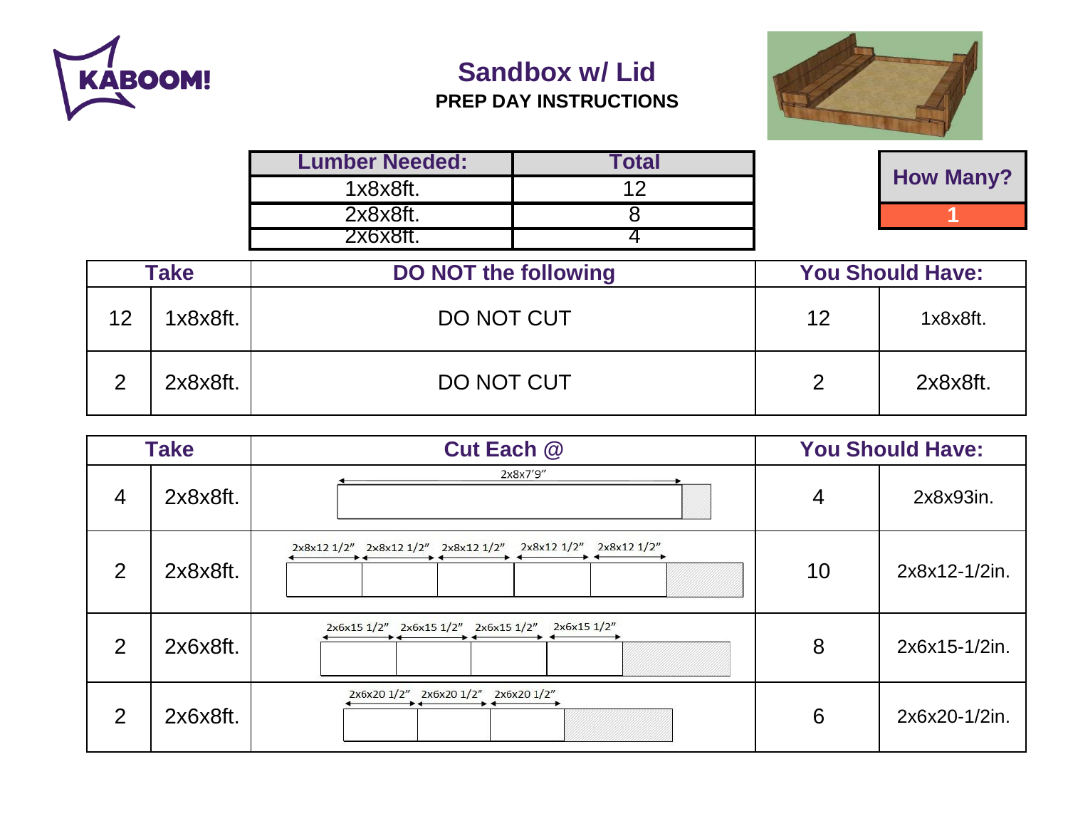# Sandbox w/ Lid

**PREP DAY INSTRUCTIONS**

| Lumber Needed: | Total |
|---|---|
| 1x8x8ft. | 12 |
| 2x8x8ft. | 8 |
| 2x6x8ft. | 4 |

| How Many? |
|---|
| 1 |

| Take | | DO NOT the following | You Should Have: | |
|---|---|---|---|---|
| 12 | 1x8x8ft. | DO NOT CUT | 12 | 1x8x8ft. |
| 2 | 2x8x8ft. | DO NOT CUT | 2 | 2x8x8ft. |

| Take | | Cut Each @ | You Should Have: | |
|---|---|---|---|---|
| 4 | 2x8x8ft. | 2x8x7'9" | 4 | 2x8x93in. |
| 2 | 2x8x8ft. | 2x8x12 1/2" · 2x8x12 1/2" · 2x8x12 1/2" · 2x8x12 1/2" · 2x8x12 1/2" | 10 | 2x8x12-1/2in. |
| 2 | 2x6x8ft. | 2x6x15 1/2" · 2x6x15 1/2" · 2x6x15 1/2" · 2x6x15 1/2" | 8 | 2x6x15-1/2in. |
| 2 | 2x6x8ft. | 2x6x20 1/2" · 2x6x20 1/2" · 2x6x20 1/2" | 6 | 2x6x20-1/2in. |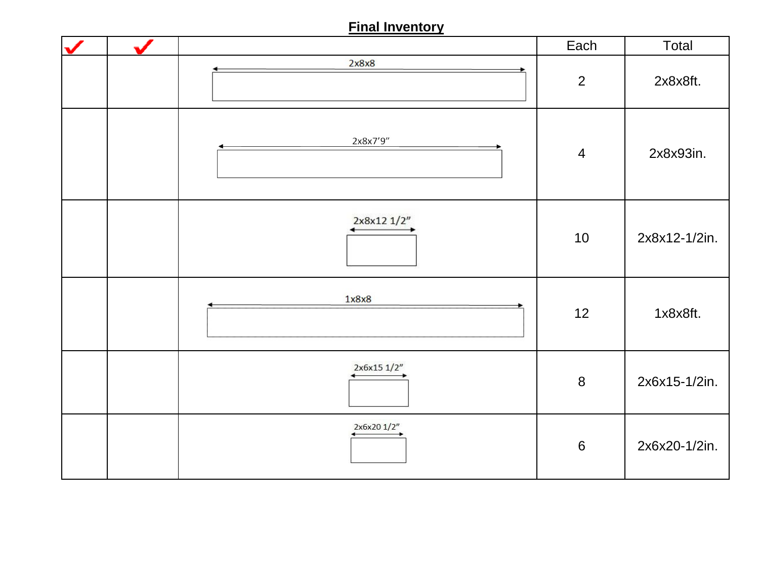## Final Inventory

| ✓ | ✓ | | Each | Total |
|---|---|---|---|---|
| | | 2x8x8 | 2 | 2x8x8ft. |
| | | 2x8x7’9” | 4 | 2x8x93in. |
| | | 2x8x12 1/2” | 10 | 2x8x12-1/2in. |
| | | 1x8x8 | 12 | 1x8x8ft. |
| | | 2x6x15 1/2” | 8 | 2x6x15-1/2in. |
| | | 2x6x20 1/2” | 6 | 2x6x20-1/2in. |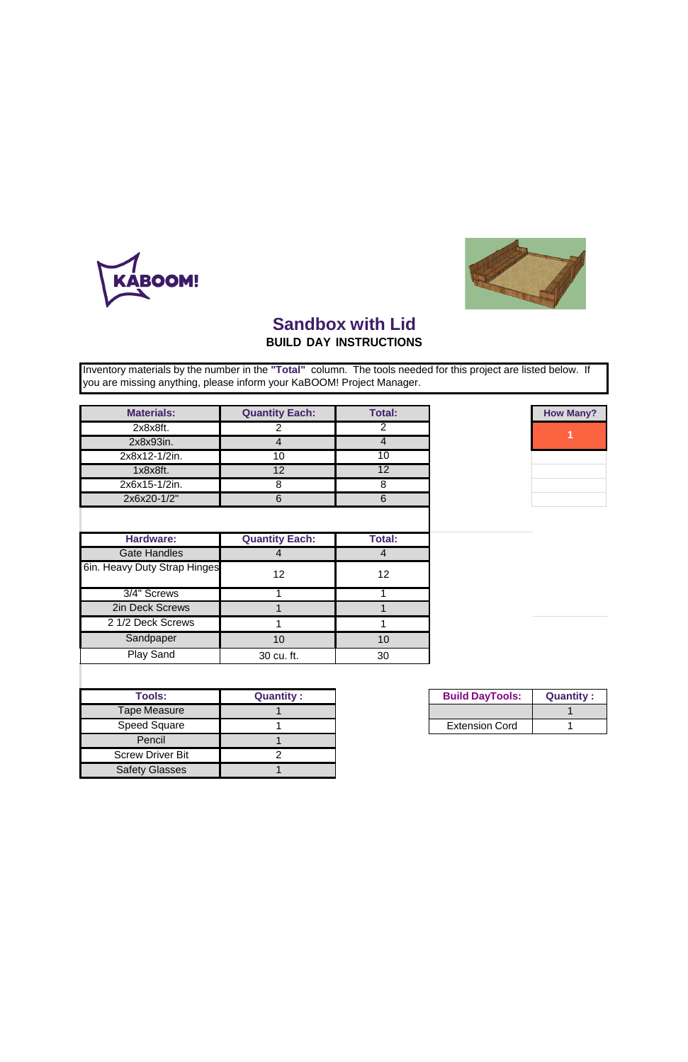# Sandbox with Lid

**BUILD DAY INSTRUCTIONS**

Inventory materials by the number in the **"Total"** column. The tools needed for this project are listed below. If you are missing anything, please inform your KaBOOM! Project Manager.

| How Many? |
|---|
| 1 |

| Materials: | Quantity Each: | Total: |
|---|---|---|
| 2x8x8ft. | 2 | 2 |
| 2x8x93in. | 4 | 4 |
| 2x8x12-1/2in. | 10 | 10 |
| 1x8x8ft. | 12 | 12 |
| 2x6x15-1/2in. | 8 | 8 |
| 2x6x20-1/2" | 6 | 6 |

| Hardware: | Quantity Each: | Total: |
|---|---|---|
| Gate Handles | 4 | 4 |
| 6in. Heavy Duty Strap Hinges | 12 | 12 |
| 3/4" Screws | 1 | 1 |
| 2in Deck Screws | 1 | 1 |
| 2 1/2 Deck Screws | 1 | 1 |
| Sandpaper | 10 | 10 |
| Play Sand | 30 cu. ft. | 30 |

| Tools: | Quantity : |
|---|---|
| Tape Measure | 1 |
| Speed Square | 1 |
| Pencil | 1 |
| Screw Driver Bit | 2 |
| Safety Glasses | 1 |

| Build DayTools: | Quantity : |
|---|---|
| | 1 |
| Extension Cord | 1 |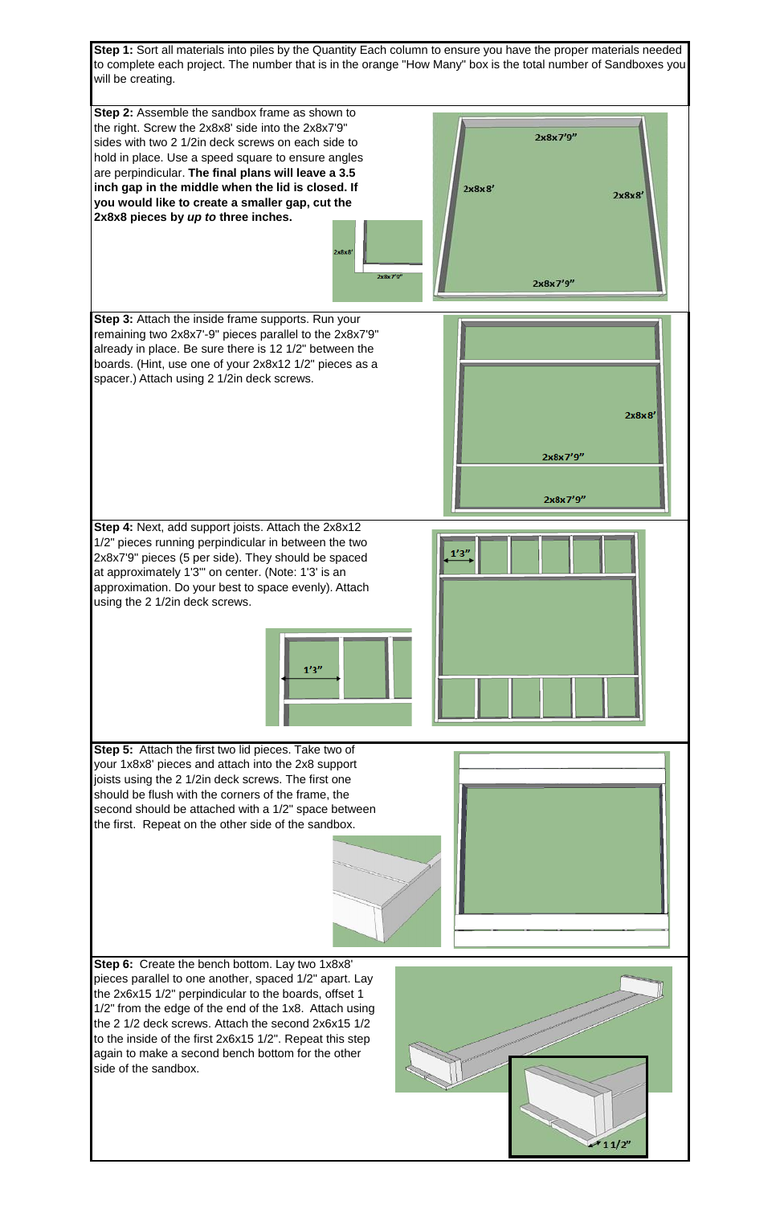**Step 1:** Sort all materials into piles by the Quantity Each column to ensure you have the proper materials needed to complete each project. The number that is in the orange "How Many" box is the total number of Sandboxes you will be creating.

**Step 2:** Assemble the sandbox frame as shown to the right. Screw the 2x8x8' side into the 2x8x7'9" sides with two 2 1/2in deck screws on each side to hold in place. Use a speed square to ensure angles are perpendicular. **The final plans will leave a 3.5 inch gap in the middle when the lid is closed. If you would like to create a smaller gap, cut the 2x8x8 pieces by *up to* three inches.**

**Step 3:** Attach the inside frame supports. Run your remaining two 2x8x7'-9" pieces parallel to the 2x8x7'9" already in place. Be sure there is 12 1/2" between the boards. (Hint, use one of your 2x8x12 1/2" pieces as a spacer.) Attach using 2 1/2in deck screws.

**Step 4:** Next, add support joists. Attach the 2x8x12 1/2" pieces running perpendicular in between the two 2x8x7'9" pieces (5 per side). They should be spaced at approximately 1'3"' on center. (Note: 1'3' is an approximation. Do your best to space evenly). Attach using the 2 1/2in deck screws.

**Step 5:** Attach the first two lid pieces. Take two of your 1x8x8' pieces and attach into the 2x8 support joists using the 2 1/2in deck screws. The first one should be flush with the corners of the frame, the second should be attached with a 1/2" space between the first. Repeat on the other side of the sandbox.

**Step 6:** Create the bench bottom. Lay two 1x8x8' pieces parallel to one another, spaced 1/2" apart. Lay the 2x6x15 1/2" perpindicular to the boards, offset 1 1/2" from the edge of the end of the 1x8. Attach using the 2 1/2 deck screws. Attach the second 2x6x15 1/2 to the inside of the first 2x6x15 1/2". Repeat this step again to make a second bench bottom for the other side of the sandbox.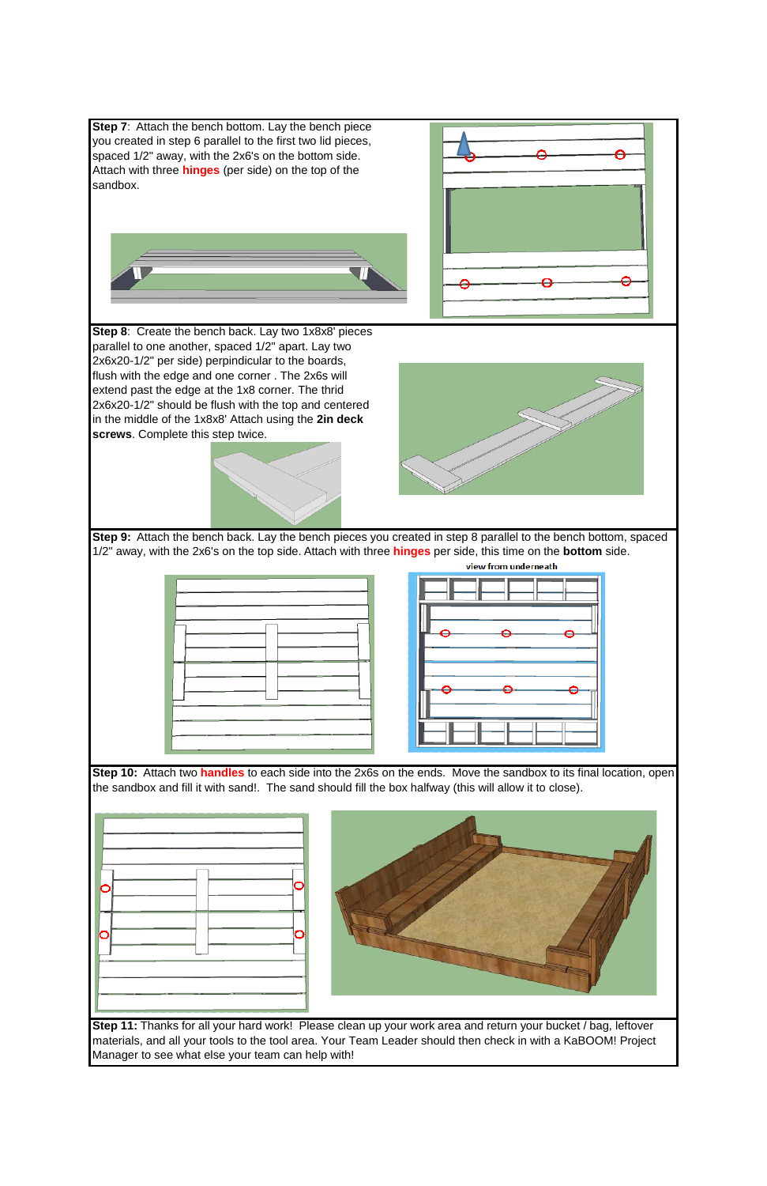**Step 7**: Attach the bench bottom. Lay the bench piece you created in step 6 parallel to the first two lid pieces, spaced 1/2" away, with the 2x6's on the bottom side. Attach with three **hinges** (per side) on the top of the sandbox.

**Step 8**: Create the bench back. Lay two 1x8x8' pieces parallel to one another, spaced 1/2" apart. Lay two 2x6x20-1/2" per side) perpindicular to the boards, flush with the edge and one corner . The 2x6s will extend past the edge at the 1x8 corner. The thrid 2x6x20-1/2" should be flush with the top and centered in the middle of the 1x8x8' Attach using the **2in deck screws**. Complete this step twice.

**Step 9:** Attach the bench back. Lay the bench pieces you created in step 8 parallel to the bench bottom, spaced 1/2" away, with the 2x6's on the top side. Attach with three **hinges** per side, this time on the **bottom** side.

view from underneath

**Step 10:** Attach two **handles** to each side into the 2x6s on the ends. Move the sandbox to its final location, open the sandbox and fill it with sand!. The sand should fill the box halfway (this will allow it to close).

**Step 11:** Thanks for all your hard work! Please clean up your work area and return your bucket / bag, leftover materials, and all your tools to the tool area. Your Team Leader should then check in with a KaBOOM! Project Manager to see what else your team can help with!